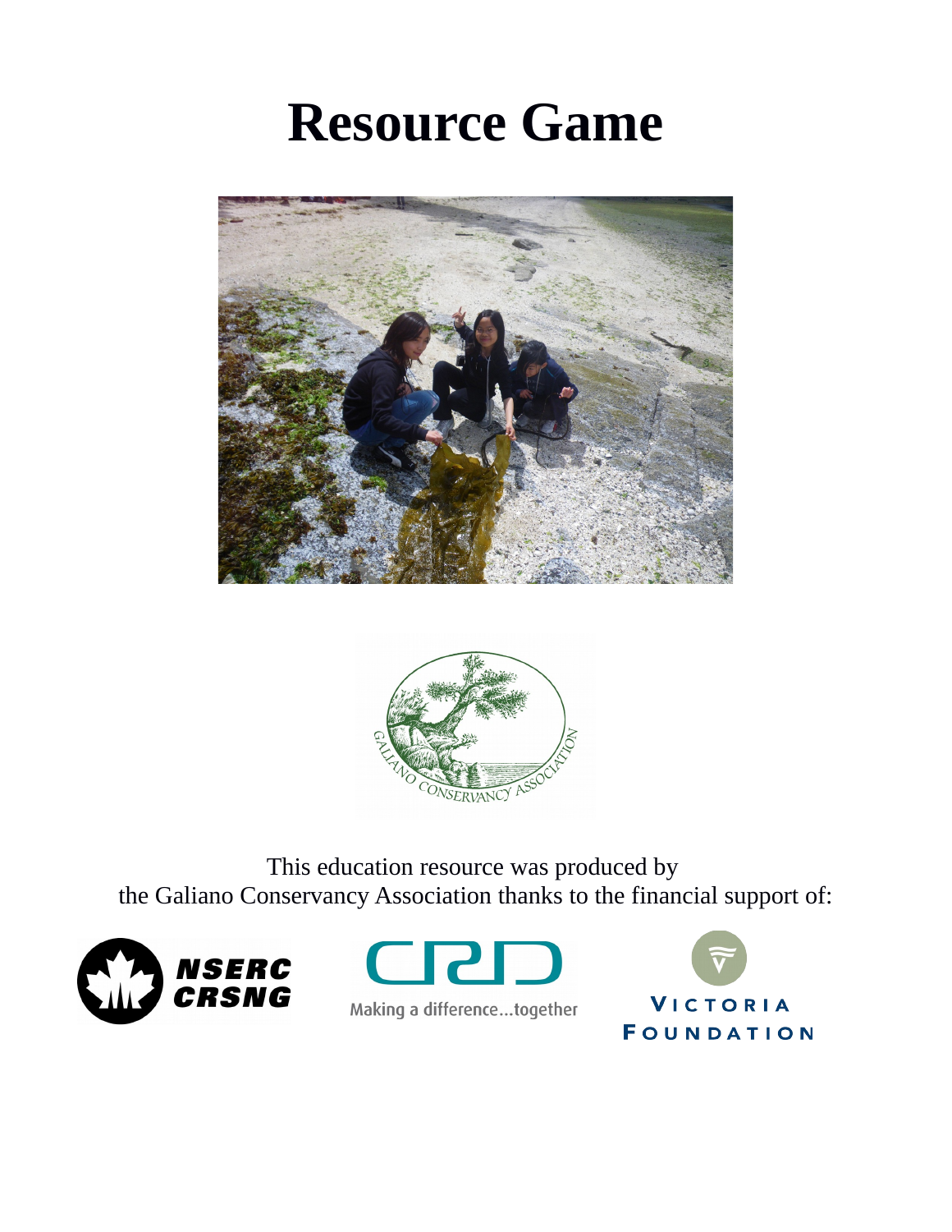# Resource Game

This education resource was produced by
the Galiano Conservancy Association thanks to the financial support of: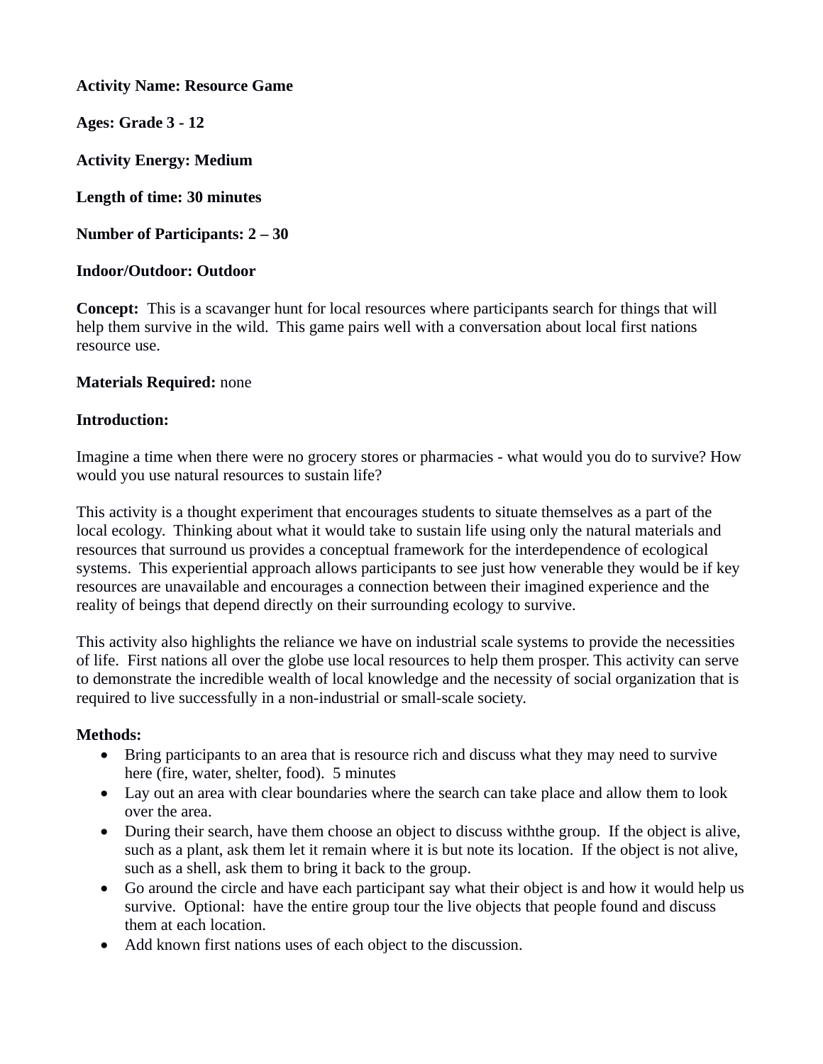**Activity Name: Resource Game**

**Ages: Grade 3 - 12**

**Activity Energy: Medium**

**Length of time: 30 minutes**

**Number of Participants: 2 – 30**

**Indoor/Outdoor: Outdoor**

**Concept:** This is a scavanger hunt for local resources where participants search for things that will help them survive in the wild. This game pairs well with a conversation about local first nations resource use.

**Materials Required:** none

**Introduction:**

Imagine a time when there were no grocery stores or pharmacies - what would you do to survive? How would you use natural resources to sustain life?

This activity is a thought experiment that encourages students to situate themselves as a part of the local ecology. Thinking about what it would take to sustain life using only the natural materials and resources that surround us provides a conceptual framework for the interdependence of ecological systems. This experiential approach allows participants to see just how venerable they would be if key resources are unavailable and encourages a connection between their imagined experience and the reality of beings that depend directly on their surrounding ecology to survive.

This activity also highlights the reliance we have on industrial scale systems to provide the necessities of life. First nations all over the globe use local resources to help them prosper. This activity can serve to demonstrate the incredible wealth of local knowledge and the necessity of social organization that is required to live successfully in a non-industrial or small-scale society.

**Methods:**

- Bring participants to an area that is resource rich and discuss what they may need to survive here (fire, water, shelter, food). 5 minutes
- Lay out an area with clear boundaries where the search can take place and allow them to look over the area.
- During their search, have them choose an object to discuss withthe group. If the object is alive, such as a plant, ask them let it remain where it is but note its location. If the object is not alive, such as a shell, ask them to bring it back to the group.
- Go around the circle and have each participant say what their object is and how it would help us survive. Optional: have the entire group tour the live objects that people found and discuss them at each location.
- Add known first nations uses of each object to the discussion.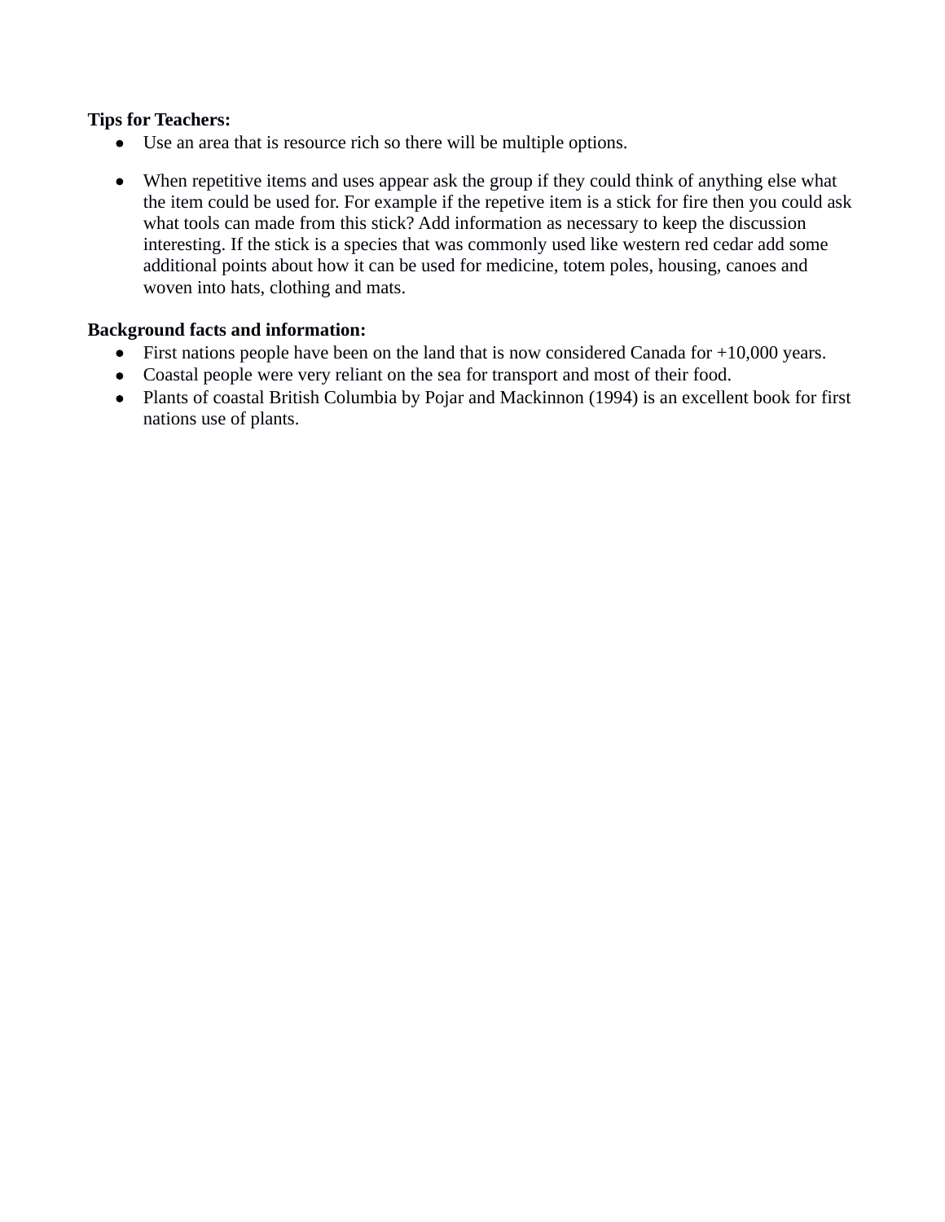**Tips for Teachers:**

- Use an area that is resource rich so there will be multiple options.

- When repetitive items and uses appear ask the group if they could think of anything else what the item could be used for. For example if the repetive item is a stick for fire then you could ask what tools can made from this stick? Add information as necessary to keep the discussion interesting. If the stick is a species that was commonly used like western red cedar add some additional points about how it can be used for medicine, totem poles, housing, canoes and woven into hats, clothing and mats.

**Background facts and information:**

- First nations people have been on the land that is now considered Canada for +10,000 years.
- Coastal people were very reliant on the sea for transport and most of their food.
- Plants of coastal British Columbia by Pojar and Mackinnon (1994) is an excellent book for first nations use of plants.